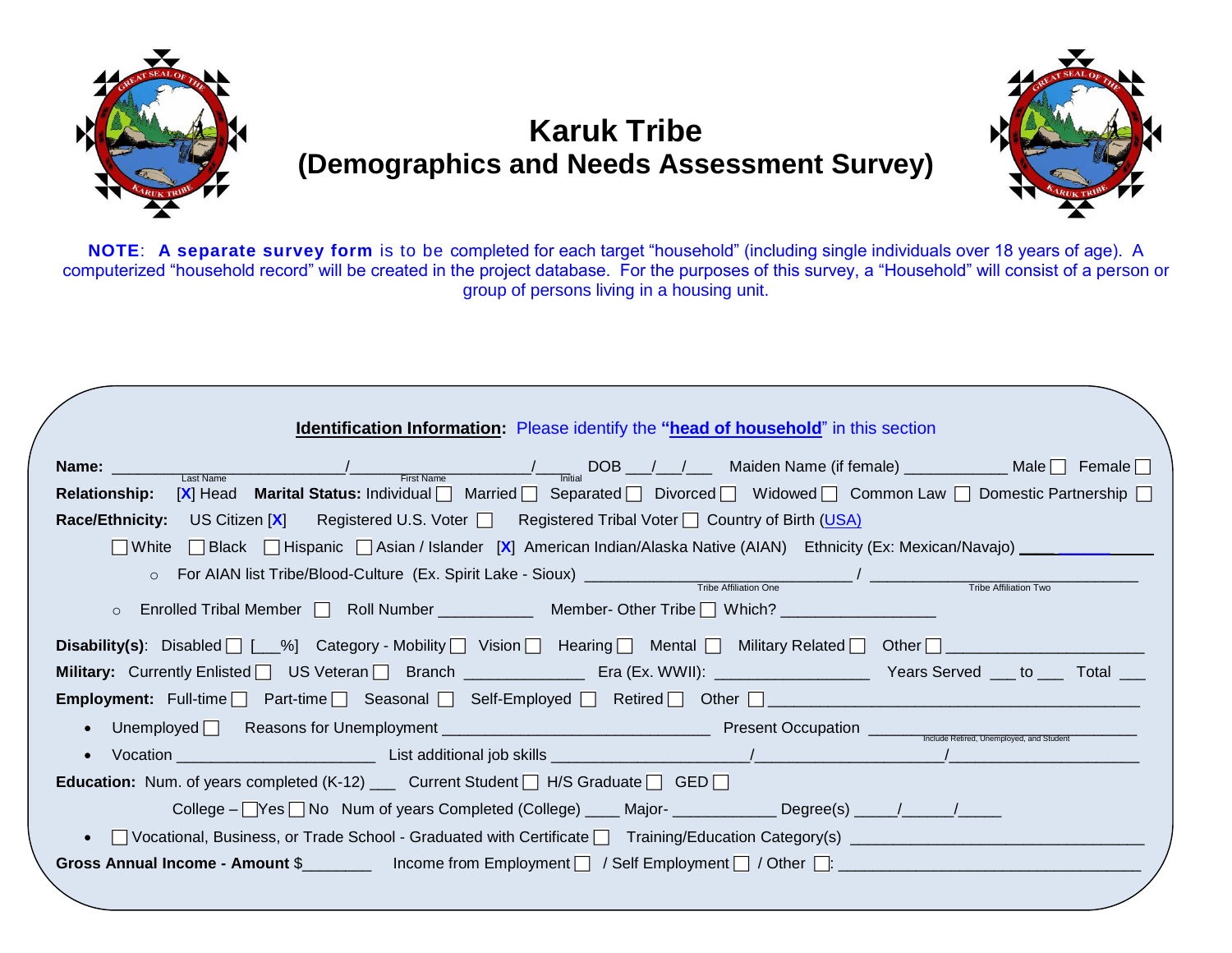# Karuk Tribe
## (Demographics and Needs Assessment Survey)

**NOTE**: **A separate survey form** is to be completed for each target "household" (including single individuals over 18 years of age). A computerized "household record" will be created in the project database. For the purposes of this survey, a "Household" will consist of a person or group of persons living in a housing unit.

**Identification Information**: Please identify the **"head of household"** in this section

**Name:** ________________________ / ____________________ / ____ DOB ___/___/___ Maiden Name (if female) ___________ Male ☐ Female ☐
(Last Name / First Name / Initial)

**Relationship:** [X] Head **Marital Status:** Individual ☐ Married ☐ Separated ☐ Divorced ☐ Widowed ☐ Common Law ☐ Domestic Partnership ☐

**Race/Ethnicity:** US Citizen [X] Registered U.S. Voter ☐ Registered Tribal Voter ☐ Country of Birth (USA)

☐ White ☐ Black ☐ Hispanic ☐ Asian / Islander [X] American Indian/Alaska Native (AIAN) Ethnicity (Ex: Mexican/Navajo) ____________

- For AIAN list Tribe/Blood-Culture (Ex. Spirit Lake - Sioux) ____________________________ / ____________________________
  (Tribe Affiliation One / Tribe Affiliation Two)
- Enrolled Tribal Member ☐ Roll Number __________ Member- Other Tribe ☐ Which? ________________

**Disability(s)**: Disabled ☐ [___%] Category - Mobility ☐ Vision ☐ Hearing ☐ Mental ☐ Military Related ☐ Other ☐ ____________________

**Military:** Currently Enlisted ☐ US Veteran ☐ Branch _____________ Era (Ex. WWII): ________________ Years Served ___ to ___ Total ___

**Employment:** Full-time ☐ Part-time ☐ Seasonal ☐ Self-Employed ☐ Retired ☐ Other ☐ ________________________________________

- Unemployed ☐ Reasons for Unemployment ______________________________ Present Occupation ____________________________ (Include Retired, Unemployed, and Student)
- Vocation ______________________ List additional job skills ____________________/____________________/____________________

**Education:** Num. of years completed (K-12) ___ Current Student ☐ H/S Graduate ☐ GED ☐

College – ☐Yes ☐ No Num of years Completed (College) ____ Major- ___________ Degree(s) _____/______/_____

- ☐ Vocational, Business, or Trade School - Graduated with Certificate ☐ Training/Education Category(s) ______________________________

**Gross Annual Income - Amount** $_______ Income from Employment ☐ / Self Employment ☐ / Other ☐: ______________________________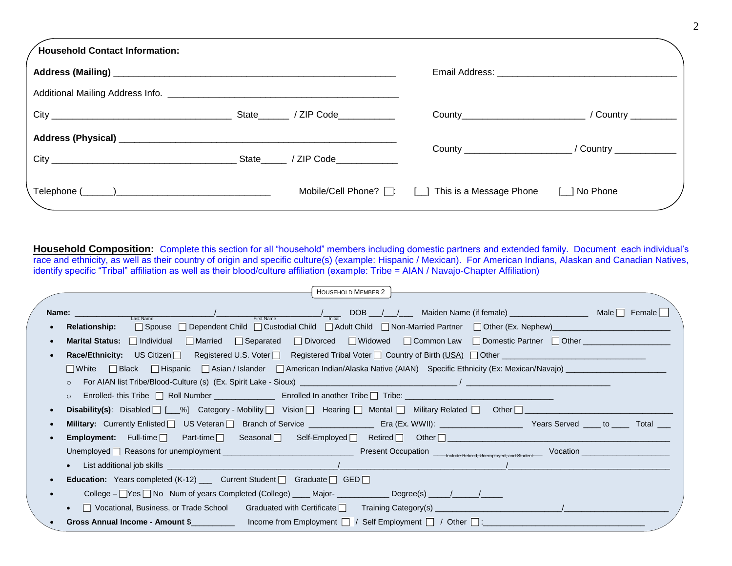**Household Contact Information:**

**Address (Mailing)** ____________________________________________________ Email Address: ________________________________

Additional Mailing Address Info. ___________________________________________

City _________________________________ State______ / ZIP Code___________ County_______________________ / Country _________

**Address (Physical)** ____________________________________________________

City __________________________________ State_____ / ZIP Code____________ County ____________________ / Country ____________

Telephone (______)______________________________ Mobile/Cell Phone? ☐: [__] This is a Message Phone [__] No Phone

**Household Composition:** Complete this section for all "household" members including domestic partners and extended family. Document each individual's race and ethnicity, as well as their country of origin and specific culture(s) (example: Hispanic / Mexican). For American Indians, Alaskan and Canadian Natives, identify specific "Tribal" affiliation as well as their blood/culture affiliation (example: Tribe = AIAN / Navajo-Chapter Affiliation)

HOUSEHOLD MEMBER 2

**Name:** ______________________________/______________________/____ DOB ___/___/___ Maiden Name (if female) _________________ Male ☐ Female ☐
(Last Name / First Name / Initial)

- **Relationship:** ☐ Spouse ☐ Dependent Child ☐ Custodial Child ☐ Adult Child ☐ Non-Married Partner ☐ Other (Ex. Nephew)________________________
- **Marital Status:** ☐ Individual ☐ Married ☐ Separated ☐ Divorced ☐ Widowed ☐ Common Law ☐ Domestic Partner ☐ Other ___________________
- **Race/Ethnicity:** US Citizen ☐ Registered U.S. Voter ☐ Registered Tribal Voter ☐ Country of Birth (USA) ☐ Other ______________________________
  ☐ White ☐ Black ☐ Hispanic ☐ Asian / Islander ☐ American Indian/Alaska Native (AIAN) Specific Ethnicity (Ex: Mexican/Navajo) _____________________
  - For AIAN list Tribe/Blood-Culture (s) (Ex. Spirit Lake - Sioux) ________________________________ / ______________________________
  - Enrolled- this Tribe ☐ Roll Number _____________ Enrolled In another Tribe ☐ Tribe: _______________________________
- **Disability(s)**: Disabled ☐ [___%] Category - Mobility ☐ Vision ☐ Hearing ☐ Mental ☐ Military Related ☐ Other ☐ _______________________________
- **Military:** Currently Enlisted ☐ US Veteran ☐ Branch of Service ______________ Era (Ex. WWII): _________________ Years Served ____ to ____ Total ___
- **Employment:** Full-time ☐ Part-time ☐ Seasonal ☐ Self-Employed ☐ Retired ☐ Other ☐ _________________________________________
  Unemployed ☐ Reasons for unemployment ____________________________ Present Occupation ______________ (Include Retired, Unemployed, and Student) Vocation _________________
  - List additional job skills ______________________________/__________________________________/______________________________
- **Education:** Years completed (K-12) ___ Current Student ☐ Graduate ☐ GED ☐
- College – ☐ Yes ☐ No Num of years Completed (College) ____ Major- ___________ Degree(s) _____/_____/_____
  - ☐ Vocational, Business, or Trade School Graduated with Certificate ☐ Training Category(s) __________________________/______________________
- **Gross Annual Income - Amount** $_________ Income from Employment ☐ / Self Employment ☐ / Other ☐:__________________________________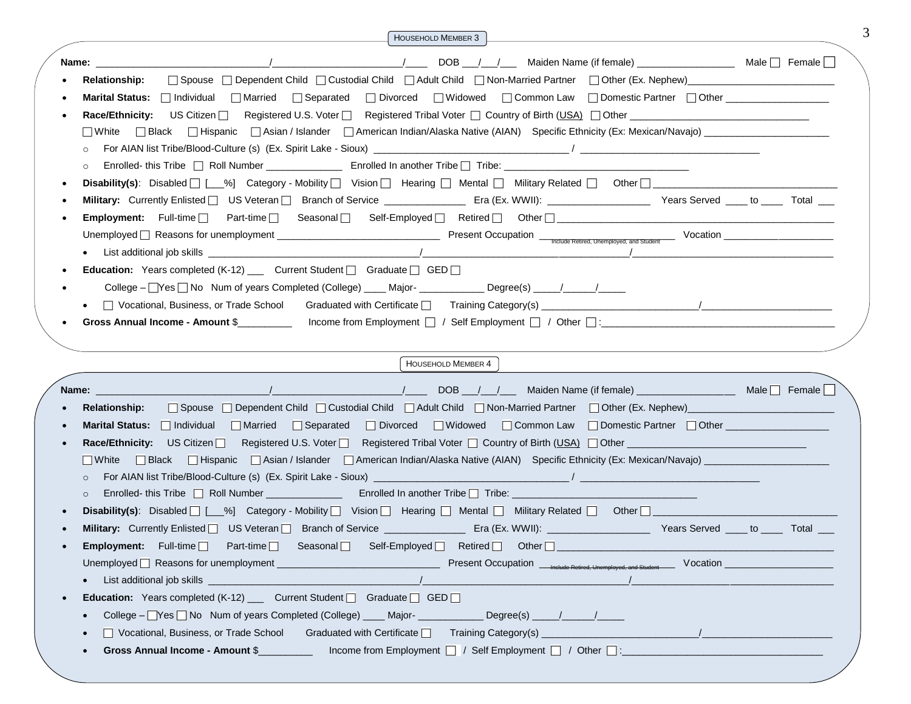## HOUSEHOLD MEMBER 3

**Name:** ______________________________/______________________/____ DOB ___/___/___ Maiden Name (if female) _________________ Male ☐ Female ☐

- **Relationship:** ☐ Spouse ☐ Dependent Child ☐ Custodial Child ☐ Adult Child ☐ Non-Married Partner ☐ Other (Ex. Nephew)_________________________
- **Marital Status:** ☐ Individual ☐ Married ☐ Separated ☐ Divorced ☐ Widowed ☐ Common Law ☐ Domestic Partner ☐ Other __________________
- **Race/Ethnicity:** US Citizen ☐ Registered U.S. Voter ☐ Registered Tribal Voter ☐ Country of Birth (USA) ☐ Other ________________________________

  ☐ White ☐ Black ☐ Hispanic ☐ Asian / Islander ☐ American Indian/Alaska Native (AIAN) Specific Ethnicity (Ex: Mexican/Navajo) ______________________
  - For AIAN list Tribe/Blood-Culture (s) (Ex. Spirit Lake - Sioux) __________________________________ / ________________________________
  - Enrolled- this Tribe ☐ Roll Number _____________ Enrolled In another Tribe ☐ Tribe: ________________________________
- **Disability(s)**: Disabled ☐ [___%] Category - Mobility ☐ Vision ☐ Hearing ☐ Mental ☐ Military Related ☐ Other ☐ _________________________________
- **Military:** Currently Enlisted ☐ US Veteran ☐ Branch of Service ______________ Era (Ex. WWII): __________________ Years Served ____ to ____ Total ___
- **Employment:** Full-time ☐ Part-time ☐ Seasonal ☐ Self-Employed ☐ Retired ☐ Other ☐ ________________________________________________

  Unemployed ☐ Reasons for unemployment ______________________________ Present Occupation ________________________ (Include Retired, Unemployed, and Student) Vocation ___________________
  - List additional job skills ________________________________/________________________________/________________________________
- **Education:** Years completed (K-12) ___ Current Student ☐ Graduate ☐ GED ☐
- College – ☐ Yes ☐ No Num of years Completed (College) ____ Major- ___________ Degree(s) _____/______/_____
  - ☐ Vocational, Business, or Trade School Graduated with Certificate ☐ Training Category(s) ___________________________/______________________
- **Gross Annual Income - Amount** $_________ Income from Employment ☐ / Self Employment ☐ / Other ☐:________________________________________

## HOUSEHOLD MEMBER 4

**Name:** ______________________________/______________________/____ DOB ___/___/___ Maiden Name (if female) _________________ Male ☐ Female ☐

- **Relationship:** ☐ Spouse ☐ Dependent Child ☐ Custodial Child ☐ Adult Child ☐ Non-Married Partner ☐ Other (Ex. Nephew)_________________________
- **Marital Status:** ☐ Individual ☐ Married ☐ Separated ☐ Divorced ☐ Widowed ☐ Common Law ☐ Domestic Partner ☐ Other __________________
- **Race/Ethnicity:** US Citizen ☐ Registered U.S. Voter ☐ Registered Tribal Voter ☐ Country of Birth (USA) ☐ Other ________________________________

  ☐ White ☐ Black ☐ Hispanic ☐ Asian / Islander ☐ American Indian/Alaska Native (AIAN) Specific Ethnicity (Ex: Mexican/Navajo) ______________________
  - For AIAN list Tribe/Blood-Culture (s) (Ex. Spirit Lake - Sioux) __________________________________ / ________________________________
  - Enrolled- this Tribe ☐ Roll Number _____________ Enrolled In another Tribe ☐ Tribe: ________________________________
- **Disability(s)**: Disabled ☐ [___%] Category - Mobility ☐ Vision ☐ Hearing ☐ Mental ☐ Military Related ☐ Other ☐ _________________________________
- **Military:** Currently Enlisted ☐ US Veteran ☐ Branch of Service ______________ Era (Ex. WWII): __________________ Years Served ____ to ____ Total ___
- **Employment:** Full-time ☐ Part-time ☐ Seasonal ☐ Self-Employed ☐ Retired ☐ Other ☐ ________________________________________________

  Unemployed ☐ Reasons for unemployment ______________________________ Present Occupation ________________________ (Include Retired, Unemployed, and Student) Vocation ___________________
  - List additional job skills ________________________________/________________________________/________________________________
- **Education:** Years completed (K-12) ___ Current Student ☐ Graduate ☐ GED ☐
  - College – ☐ Yes ☐ No Num of years Completed (College) ____ Major- ___________ Degree(s) _____/______/_____
  - ☐ Vocational, Business, or Trade School Graduated with Certificate ☐ Training Category(s) ___________________________/______________________
  - **Gross Annual Income - Amount** $_________ Income from Employment ☐ / Self Employment ☐ / Other ☐:__________________________________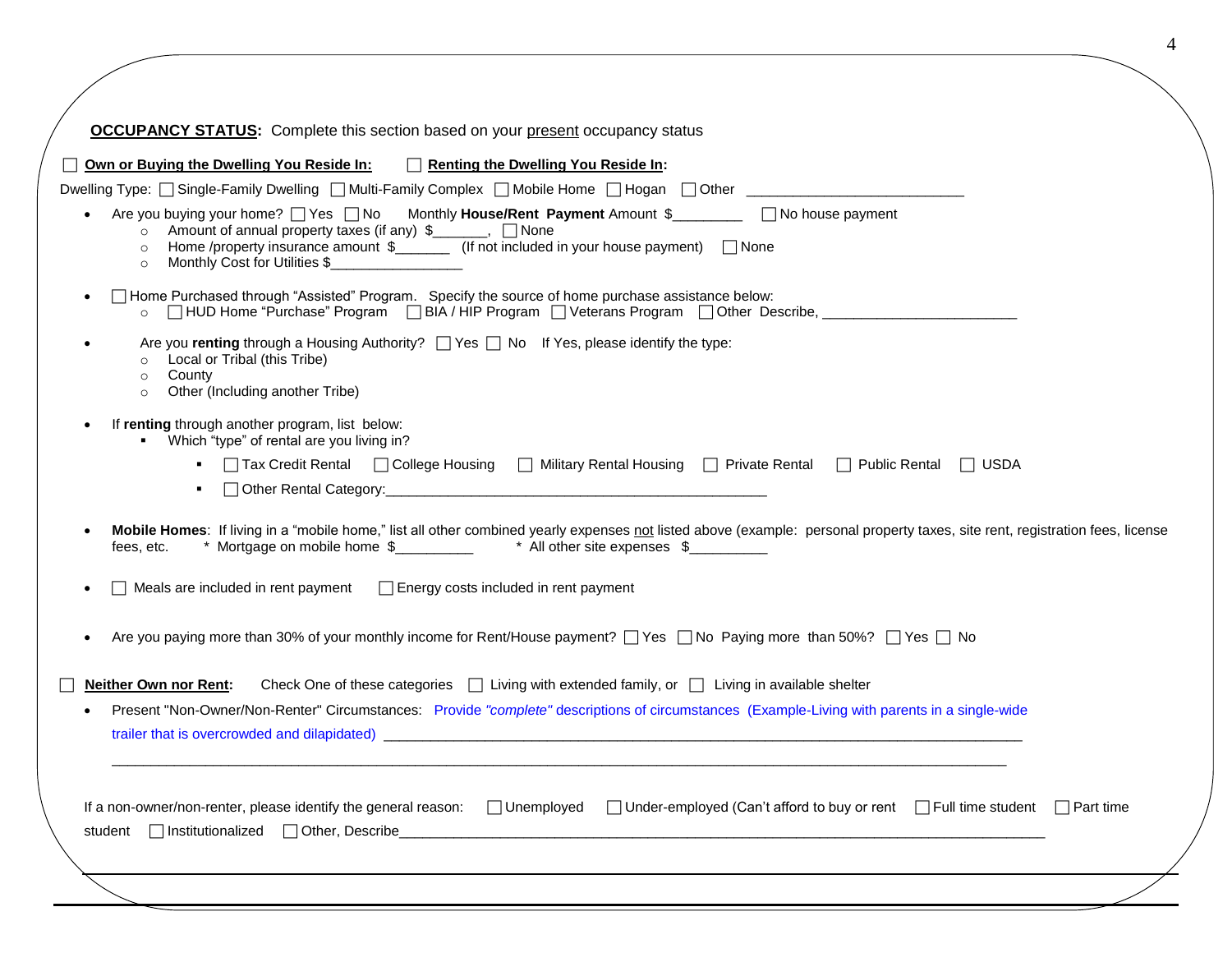**<u>OCCUPANCY STATUS</u>:** Complete this section based on your <u>present</u> occupancy status

☐ **<u>Own or Buying the Dwelling You Reside In:</u>** ☐ **<u>Renting the Dwelling You Reside In</u>:**

Dwelling Type: ☐ Single-Family Dwelling ☐ Multi-Family Complex ☐ Mobile Home ☐ Hogan ☐ Other ___________________________

- Are you buying your home? ☐ Yes ☐ No Monthly **House/Rent Payment** Amount $_________ ☐ No house payment
  - Amount of annual property taxes (if any) $_______, ☐ None
  - Home /property insurance amount $_______ (If not included in your house payment) ☐ None
  - Monthly Cost for Utilities $_________________
- ☐ Home Purchased through "Assisted" Program. Specify the source of home purchase assistance below:
  - ☐ HUD Home "Purchase" Program ☐ BIA / HIP Program ☐ Veterans Program ☐ Other Describe, _________________________
- Are you **renting** through a Housing Authority? ☐ Yes ☐ No If Yes, please identify the type:
  - Local or Tribal (this Tribe)
  - County
  - Other (Including another Tribe)
- If **renting** through another program, list below:
  - Which "type" of rental are you living in?
    - ☐ Tax Credit Rental ☐ College Housing ☐ Military Rental Housing ☐ Private Rental ☐ Public Rental ☐ USDA
    - ☐ Other Rental Category:__________________________________________________
- **Mobile Homes**: If living in a "mobile home," list all other combined yearly expenses <u>not</u> listed above (example: personal property taxes, site rent, registration fees, license fees, etc. * Mortgage on mobile home $__________ * All other site expenses $__________
- ☐ Meals are included in rent payment ☐ Energy costs included in rent payment
- Are you paying more than 30% of your monthly income for Rent/House payment? ☐ Yes ☐ No Paying more than 50%? ☐ Yes ☐ No

☐ **<u>Neither Own nor Rent</u>:** Check One of these categories ☐ Living with extended family, or ☐ Living in available shelter

- Present "Non-Owner/Non-Renter" Circumstances: Provide *"complete"* descriptions of circumstances (Example-Living with parents in a single-wide trailer that is overcrowded and dilapidated) _________________________________________________________________________________

  ___________________________________________________________________________________________________________

If a non-owner/non-renter, please identify the general reason: ☐ Unemployed ☐ Under-employed (Can't afford to buy or rent ☐ Full time student ☐ Part time student ☐ Institutionalized ☐ Other, Describe_____________________________________________________________________________________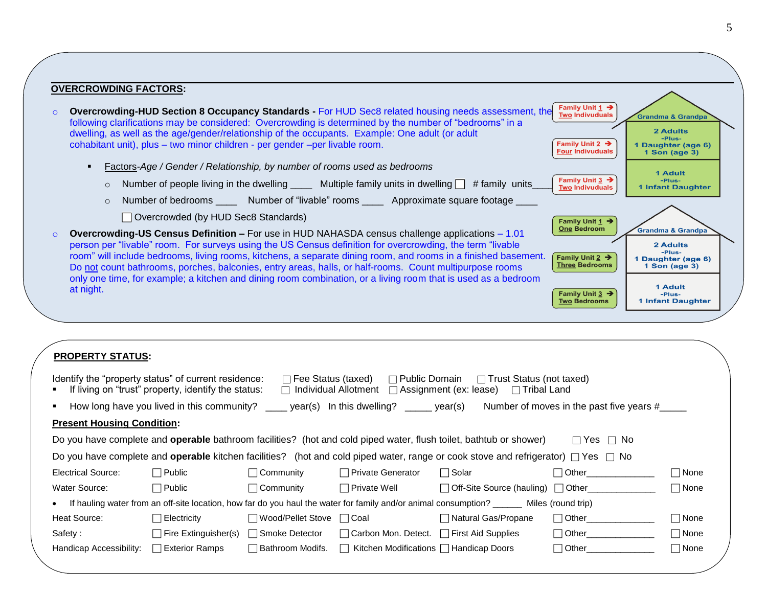## OVERCROWDING FACTORS:

- **Overcrowding-HUD Section 8 Occupancy Standards -** For HUD Sec8 related housing needs assessment, the following clarifications may be considered: Overcrowding is determined by the number of "bedrooms" in a dwelling, as well as the age/gender/relationship of the occupants. Example: One adult (or adult cohabitant unit), plus – two minor children - per gender –per livable room.
  - Factors-*Age / Gender / Relationship, by number of rooms used as bedrooms*
    - Number of people living in the dwelling ____ Multiple family units in dwelling ☐ # family units____
    - Number of bedrooms ____ Number of "livable" rooms ____ Approximate square footage ____

    ☐ Overcrowded (by HUD Sec8 Standards)
- **Overcrowding-US Census Definition –** For use in HUD NAHASDA census challenge applications – 1.01 person per "livable" room. For surveys using the US Census definition for overcrowding, the term "livable room" will include bedrooms, living rooms, kitchens, a separate dining room, and rooms in a finished basement. Do not count bathrooms, porches, balconies, entry areas, halls, or half-rooms. Count multipurpose rooms only one time, for example; a kitchen and dining room combination, or a living room that is used as a bedroom at night.

Grandma & Grandpa
- Family Unit 1 → Two Indivuduals
- Family Unit 2 → Four Indivuduals — 2 Adults -Plus- 1 Daughter (age 6) 1 Son (age 3)
- Family Unit 3 → Two Indivuduals — 1 Adult -Plus- 1 Infant Daughter

Grandma & Grandpa
- Family Unit 1 → One Bedroom
- Family Unit 2 → Three Bedrooms — 2 Adults -Plus- 1 Daughter (age 6) 1 Son (age 3)
- Family Unit 3 → Two Bedrooms — 1 Adult -Plus- 1 Infant Daughter

## PROPERTY STATUS:

Identify the "property status" of current residence: ☐ Fee Status (taxed) ☐ Public Domain ☐ Trust Status (not taxed)

- If living on "trust" property, identify the status: ☐ Individual Allotment ☐ Assignment (ex: lease) ☐ Tribal Land
- How long have you lived in this community? ____ year(s) In this dwelling? _____ year(s) Number of moves in the past five years #_____

**Present Housing Condition:**

Do you have complete and **operable** bathroom facilities? (hot and cold piped water, flush toilet, bathtub or shower) ☐ Yes ☐ No

Do you have complete and **operable** kitchen facilities? (hot and cold piped water, range or cook stove and refrigerator) ☐ Yes ☐ No

| | | | | | | |
|---|---|---|---|---|---|---|
| Electrical Source: | ☐ Public | ☐ Community | ☐ Private Generator | ☐ Solar | ☐ Other_____________ | ☐ None |
| Water Source: | ☐ Public | ☐ Community | ☐ Private Well | ☐ Off-Site Source (hauling) | ☐ Other_____________ | ☐ None |

- If hauling water from an off-site location, how far do you haul the water for family and/or animal consumption? ______ Miles (round trip)

| | | | | | | |
|---|---|---|---|---|---|---|
| Heat Source: | ☐ Electricity | ☐ Wood/Pellet Stove | ☐ Coal | ☐ Natural Gas/Propane | ☐ Other_____________ | ☐ None |
| Safety : | ☐ Fire Extinguisher(s) | ☐ Smoke Detector | ☐ Carbon Mon. Detect. | ☐ First Aid Supplies | ☐ Other_____________ | ☐ None |
| Handicap Accessibility: | ☐ Exterior Ramps | ☐ Bathroom Modifs. | ☐ Kitchen Modifications | ☐ Handicap Doors | ☐ Other_____________ | ☐ None |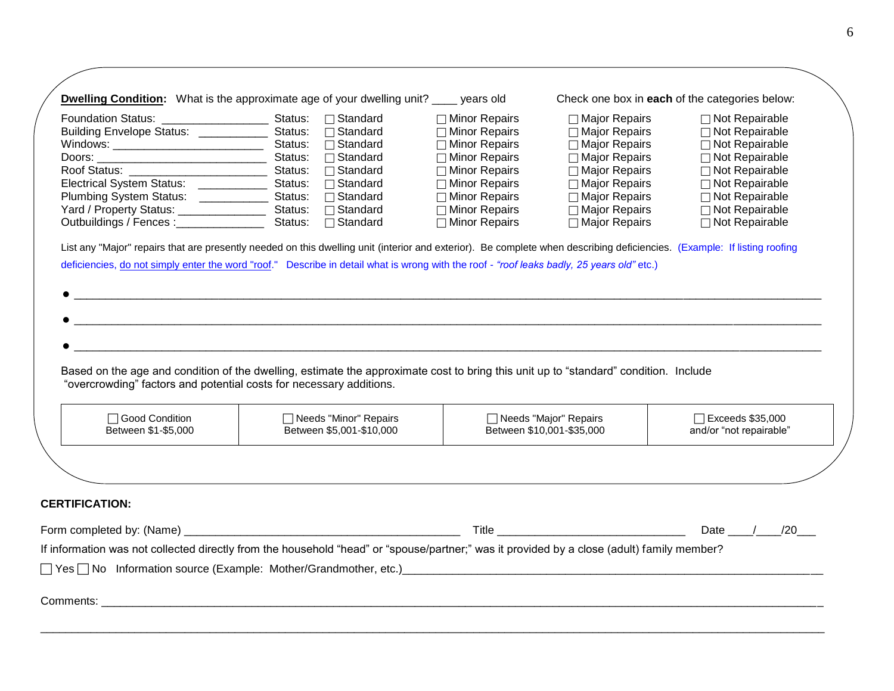**Dwelling Condition:** What is the approximate age of your dwelling unit? ____ years old

Check one box in **each** of the categories below:

| | | | | | |
|---|---|---|---|---|---|
| Foundation Status: ________________ | Status: | ☐ Standard | ☐ Minor Repairs | ☐ Major Repairs | ☐ Not Repairable |
| Building Envelope Status: __________ | Status: | ☐ Standard | ☐ Minor Repairs | ☐ Major Repairs | ☐ Not Repairable |
| Windows: _______________________ | Status: | ☐ Standard | ☐ Minor Repairs | ☐ Major Repairs | ☐ Not Repairable |
| Doors: __________________________ | Status: | ☐ Standard | ☐ Minor Repairs | ☐ Major Repairs | ☐ Not Repairable |
| Roof Status: _____________________ | Status: | ☐ Standard | ☐ Minor Repairs | ☐ Major Repairs | ☐ Not Repairable |
| Electrical System Status: __________ | Status: | ☐ Standard | ☐ Minor Repairs | ☐ Major Repairs | ☐ Not Repairable |
| Plumbing System Status: __________ | Status: | ☐ Standard | ☐ Minor Repairs | ☐ Major Repairs | ☐ Not Repairable |
| Yard / Property Status: _____________ | Status: | ☐ Standard | ☐ Minor Repairs | ☐ Major Repairs | ☐ Not Repairable |
| Outbuildings / Fences :_____________ | Status: | ☐ Standard | ☐ Minor Repairs | ☐ Major Repairs | ☐ Not Repairable |

List any "Major" repairs that are presently needed on this dwelling unit (interior and exterior). Be complete when describing deficiencies. (Example: If listing roofing deficiencies, do not simply enter the word "roof." Describe in detail what is wrong with the roof - *"roof leaks badly, 25 years old"* etc.)

- ____________________________________________________________________________________________________
- ____________________________________________________________________________________________________
- ____________________________________________________________________________________________________

Based on the age and condition of the dwelling, estimate the approximate cost to bring this unit up to "standard" condition. Include "overcrowding" factors and potential costs for necessary additions.

| | | | |
|---|---|---|---|
| ☐ Good Condition<br>Between $1-$5,000 | ☐ Needs "Minor" Repairs<br>Between $5,001-$10,000 | ☐ Needs "Major" Repairs<br>Between $10,001-$35,000 | ☐ Exceeds $35,000<br>and/or "not repairable" |

**CERTIFICATION:**

Form completed by: (Name) ____________________________________________ Title _____________________________ Date ____/____/20___

If information was not collected directly from the household "head" or "spouse/partner;" was it provided by a close (adult) family member?

☐ Yes ☐ No Information source (Example: Mother/Grandmother, etc.)_________________________________________________________________

Comments: ______________________________________________________________________________________________________

__________________________________________________________________________________________________________________